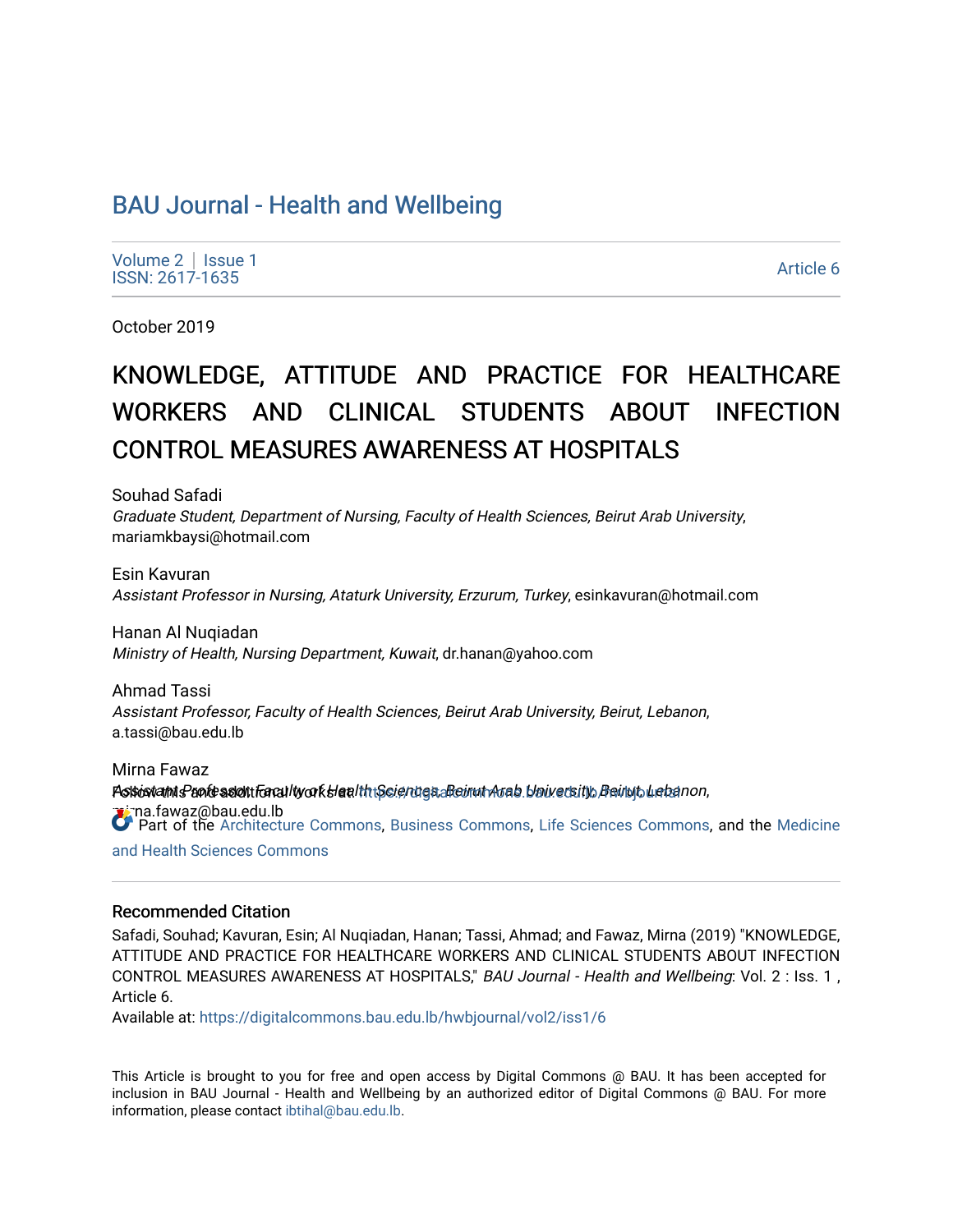# BAU Journal - Health and Wellbeing

Volume 2 | Issue 1
ISSN: 2617-1635

Article 6

October 2019

# KNOWLEDGE, ATTITUDE AND PRACTICE FOR HEALTHCARE WORKERS AND CLINICAL STUDENTS ABOUT INFECTION CONTROL MEASURES AWARENESS AT HOSPITALS

Souhad Safadi
*Graduate Student, Department of Nursing, Faculty of Health Sciences, Beirut Arab University*, mariamkbaysi@hotmail.com

Esin Kavuran
*Assistant Professor in Nursing, Ataturk University, Erzurum, Turkey*, esinkavuran@hotmail.com

Hanan Al Nuqiadan
*Ministry of Health, Nursing Department, Kuwait*, dr.hanan@yahoo.com

Ahmad Tassi
*Assistant Professor, Faculty of Health Sciences, Beirut Arab University, Beirut, Lebanon*, a.tassi@bau.edu.lb

Mirna Fawaz
*Assistant Professor, Faculty of Health Sciences, Beirut Arab University, Beirut, Lebanon*, mirna.fawaz@bau.edu.lb

Follow this and additional works at: https://digitalcommons.bau.edu.lb/hwbjournal

Part of the Architecture Commons, Business Commons, Life Sciences Commons, and the Medicine and Health Sciences Commons

## Recommended Citation

Safadi, Souhad; Kavuran, Esin; Al Nuqiadan, Hanan; Tassi, Ahmad; and Fawaz, Mirna (2019) "KNOWLEDGE, ATTITUDE AND PRACTICE FOR HEALTHCARE WORKERS AND CLINICAL STUDENTS ABOUT INFECTION CONTROL MEASURES AWARENESS AT HOSPITALS," *BAU Journal - Health and Wellbeing*: Vol. 2 : Iss. 1 , Article 6.
Available at: https://digitalcommons.bau.edu.lb/hwbjournal/vol2/iss1/6

This Article is brought to you for free and open access by Digital Commons @ BAU. It has been accepted for inclusion in BAU Journal - Health and Wellbeing by an authorized editor of Digital Commons @ BAU. For more information, please contact ibtihal@bau.edu.lb.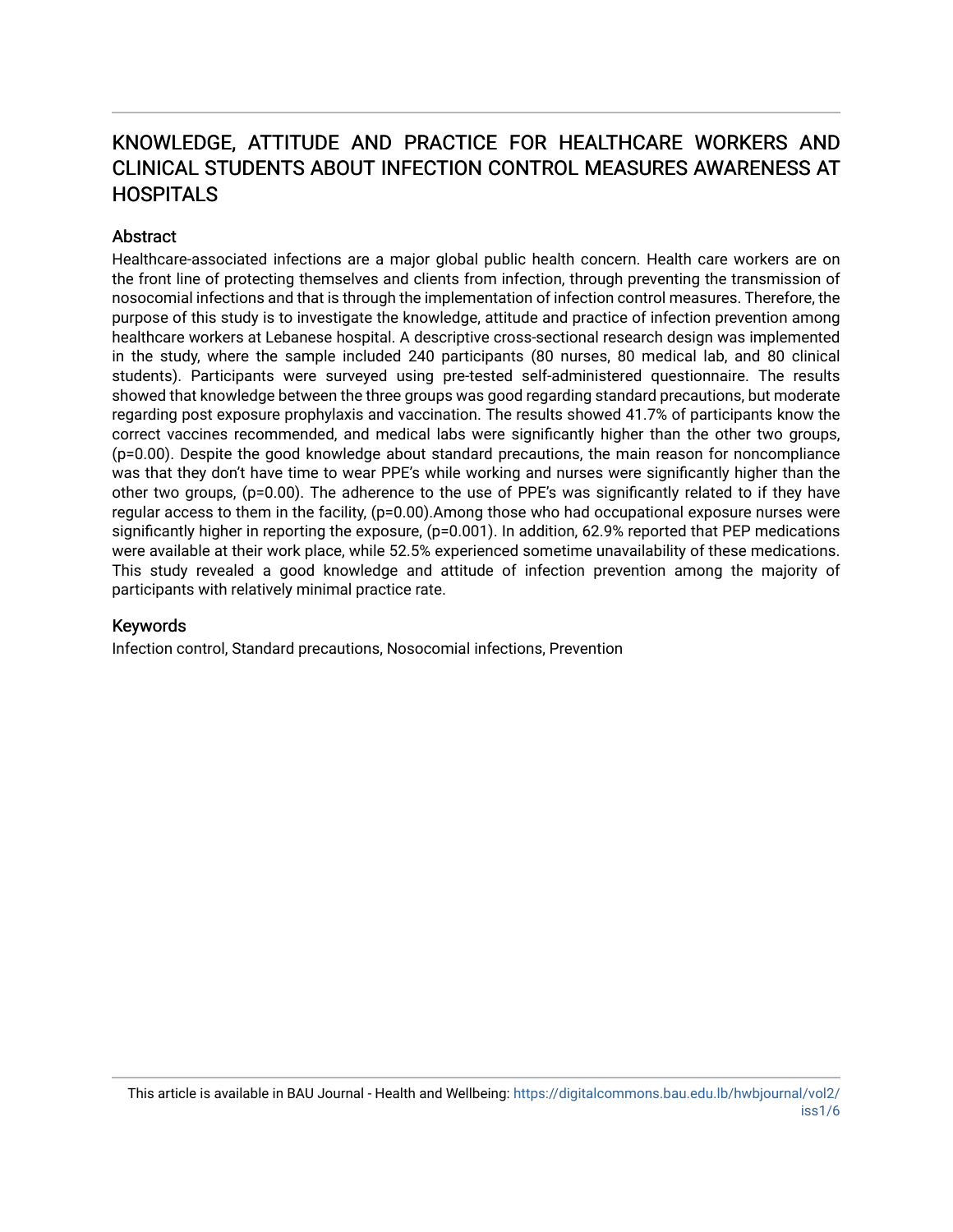# KNOWLEDGE, ATTITUDE AND PRACTICE FOR HEALTHCARE WORKERS AND CLINICAL STUDENTS ABOUT INFECTION CONTROL MEASURES AWARENESS AT HOSPITALS

## Abstract

Healthcare-associated infections are a major global public health concern. Health care workers are on the front line of protecting themselves and clients from infection, through preventing the transmission of nosocomial infections and that is through the implementation of infection control measures. Therefore, the purpose of this study is to investigate the knowledge, attitude and practice of infection prevention among healthcare workers at Lebanese hospital. A descriptive cross-sectional research design was implemented in the study, where the sample included 240 participants (80 nurses, 80 medical lab, and 80 clinical students). Participants were surveyed using pre-tested self-administered questionnaire. The results showed that knowledge between the three groups was good regarding standard precautions, but moderate regarding post exposure prophylaxis and vaccination. The results showed 41.7% of participants know the correct vaccines recommended, and medical labs were significantly higher than the other two groups, ($p=0.00$). Despite the good knowledge about standard precautions, the main reason for noncompliance was that they don't have time to wear PPE's while working and nurses were significantly higher than the other two groups, ($p=0.00$). The adherence to the use of PPE's was significantly related to if they have regular access to them in the facility, ($p=0.00$).Among those who had occupational exposure nurses were significantly higher in reporting the exposure, ($p=0.001$). In addition, 62.9% reported that PEP medications were available at their work place, while 52.5% experienced sometime unavailability of these medications. This study revealed a good knowledge and attitude of infection prevention among the majority of participants with relatively minimal practice rate.

## Keywords

Infection control, Standard precautions, Nosocomial infections, Prevention

This article is available in BAU Journal - Health and Wellbeing: https://digitalcommons.bau.edu.lb/hwbjournal/vol2/iss1/6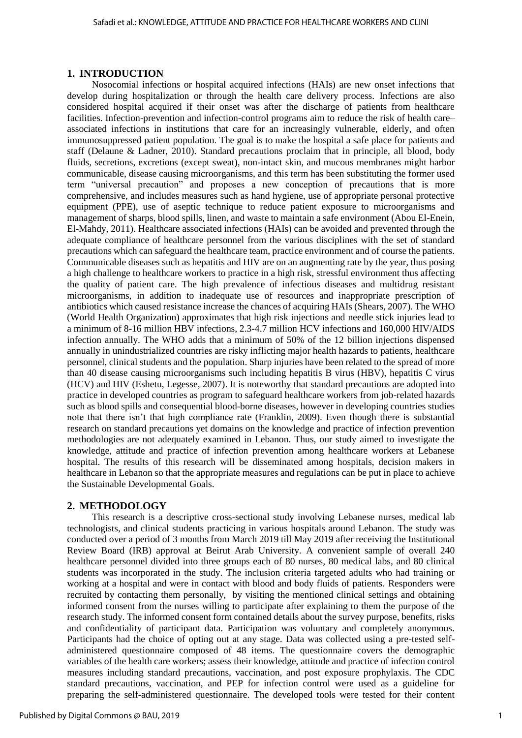## 1. INTRODUCTION

Nosocomial infections or hospital acquired infections (HAIs) are new onset infections that develop during hospitalization or through the health care delivery process. Infections are also considered hospital acquired if their onset was after the discharge of patients from healthcare facilities. Infection-prevention and infection-control programs aim to reduce the risk of health care–associated infections in institutions that care for an increasingly vulnerable, elderly, and often immunosuppressed patient population. The goal is to make the hospital a safe place for patients and staff (Delaune & Ladner, 2010). Standard precautions proclaim that in principle, all blood, body fluids, secretions, excretions (except sweat), non-intact skin, and mucous membranes might harbor communicable, disease causing microorganisms, and this term has been substituting the former used term "universal precaution" and proposes a new conception of precautions that is more comprehensive, and includes measures such as hand hygiene, use of appropriate personal protective equipment (PPE), use of aseptic technique to reduce patient exposure to microorganisms and management of sharps, blood spills, linen, and waste to maintain a safe environment (Abou El-Enein, El-Mahdy, 2011). Healthcare associated infections (HAIs) can be avoided and prevented through the adequate compliance of healthcare personnel from the various disciplines with the set of standard precautions which can safeguard the healthcare team, practice environment and of course the patients. Communicable diseases such as hepatitis and HIV are on an augmenting rate by the year, thus posing a high challenge to healthcare workers to practice in a high risk, stressful environment thus affecting the quality of patient care. The high prevalence of infectious diseases and multidrug resistant microorganisms, in addition to inadequate use of resources and inappropriate prescription of antibiotics which caused resistance increase the chances of acquiring HAIs (Shears, 2007). The WHO (World Health Organization) approximates that high risk injections and needle stick injuries lead to a minimum of 8-16 million HBV infections, 2.3-4.7 million HCV infections and 160,000 HIV/AIDS infection annually. The WHO adds that a minimum of 50% of the 12 billion injections dispensed annually in unindustrialized countries are risky inflicting major health hazards to patients, healthcare personnel, clinical students and the population. Sharp injuries have been related to the spread of more than 40 disease causing microorganisms such including hepatitis B virus (HBV), hepatitis C virus (HCV) and HIV (Eshetu, Legesse, 2007). It is noteworthy that standard precautions are adopted into practice in developed countries as program to safeguard healthcare workers from job-related hazards such as blood spills and consequential blood-borne diseases, however in developing countries studies note that there isn't that high compliance rate (Franklin, 2009). Even though there is substantial research on standard precautions yet domains on the knowledge and practice of infection prevention methodologies are not adequately examined in Lebanon. Thus, our study aimed to investigate the knowledge, attitude and practice of infection prevention among healthcare workers at Lebanese hospital. The results of this research will be disseminated among hospitals, decision makers in healthcare in Lebanon so that the appropriate measures and regulations can be put in place to achieve the Sustainable Developmental Goals.

## 2. METHODOLOGY

This research is a descriptive cross-sectional study involving Lebanese nurses, medical lab technologists, and clinical students practicing in various hospitals around Lebanon. The study was conducted over a period of 3 months from March 2019 till May 2019 after receiving the Institutional Review Board (IRB) approval at Beirut Arab University. A convenient sample of overall 240 healthcare personnel divided into three groups each of 80 nurses, 80 medical labs, and 80 clinical students was incorporated in the study. The inclusion criteria targeted adults who had training or working at a hospital and were in contact with blood and body fluids of patients. Responders were recruited by contacting them personally, by visiting the mentioned clinical settings and obtaining informed consent from the nurses willing to participate after explaining to them the purpose of the research study. The informed consent form contained details about the survey purpose, benefits, risks and confidentiality of participant data. Participation was voluntary and completely anonymous. Participants had the choice of opting out at any stage. Data was collected using a pre-tested self-administered questionnaire composed of 48 items. The questionnaire covers the demographic variables of the health care workers; assess their knowledge, attitude and practice of infection control measures including standard precautions, vaccination, and post exposure prophylaxis. The CDC standard precautions, vaccination, and PEP for infection control were used as a guideline for preparing the self-administered questionnaire. The developed tools were tested for their content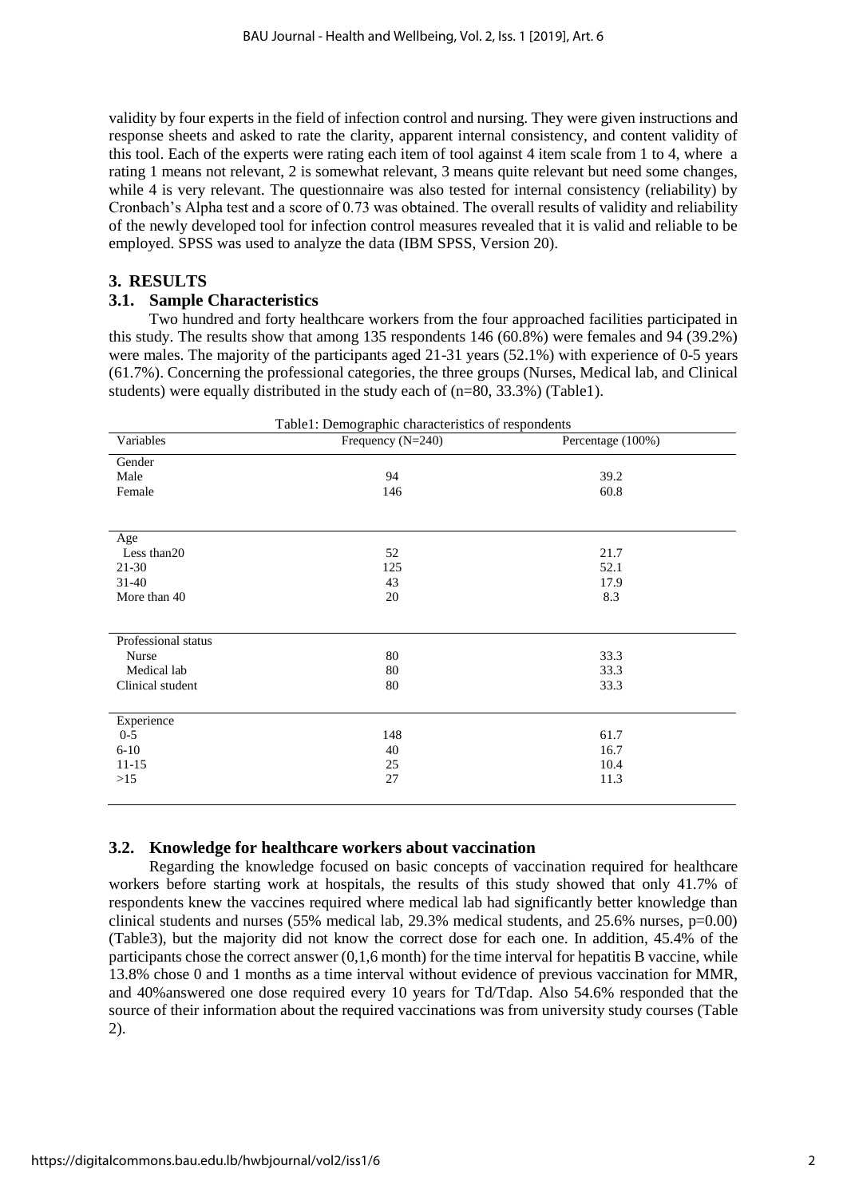validity by four experts in the field of infection control and nursing. They were given instructions and response sheets and asked to rate the clarity, apparent internal consistency, and content validity of this tool. Each of the experts were rating each item of tool against 4 item scale from 1 to 4, where a rating 1 means not relevant, 2 is somewhat relevant, 3 means quite relevant but need some changes, while 4 is very relevant. The questionnaire was also tested for internal consistency (reliability) by Cronbach's Alpha test and a score of 0.73 was obtained. The overall results of validity and reliability of the newly developed tool for infection control measures revealed that it is valid and reliable to be employed. SPSS was used to analyze the data (IBM SPSS, Version 20).

## 3. RESULTS

### 3.1. Sample Characteristics

Two hundred and forty healthcare workers from the four approached facilities participated in this study. The results show that among 135 respondents 146 (60.8%) were females and 94 (39.2%) were males. The majority of the participants aged 21-31 years (52.1%) with experience of 0-5 years (61.7%). Concerning the professional categories, the three groups (Nurses, Medical lab, and Clinical students) were equally distributed in the study each of (n=80, 33.3%) (Table1).

Table1: Demographic characteristics of respondents

| Variables | Frequency (N=240) | Percentage (100%) |
|---|---|---|
| Gender | | |
| Male | 94 | 39.2 |
| Female | 146 | 60.8 |
| Age | | |
| Less than20 | 52 | 21.7 |
| 21-30 | 125 | 52.1 |
| 31-40 | 43 | 17.9 |
| More than 40 | 20 | 8.3 |
| Professional status | | |
| Nurse | 80 | 33.3 |
| Medical lab | 80 | 33.3 |
| Clinical student | 80 | 33.3 |
| Experience | | |
| 0-5 | 148 | 61.7 |
| 6-10 | 40 | 16.7 |
| 11-15 | 25 | 10.4 |
| >15 | 27 | 11.3 |

### 3.2. Knowledge for healthcare workers about vaccination

Regarding the knowledge focused on basic concepts of vaccination required for healthcare workers before starting work at hospitals, the results of this study showed that only 41.7% of respondents knew the vaccines required where medical lab had significantly better knowledge than clinical students and nurses (55% medical lab, 29.3% medical students, and 25.6% nurses, p=0.00) (Table3), but the majority did not know the correct dose for each one. In addition, 45.4% of the participants chose the correct answer (0,1,6 month) for the time interval for hepatitis B vaccine, while 13.8% chose 0 and 1 months as a time interval without evidence of previous vaccination for MMR, and 40%answered one dose required every 10 years for Td/Tdap. Also 54.6% responded that the source of their information about the required vaccinations was from university study courses (Table 2).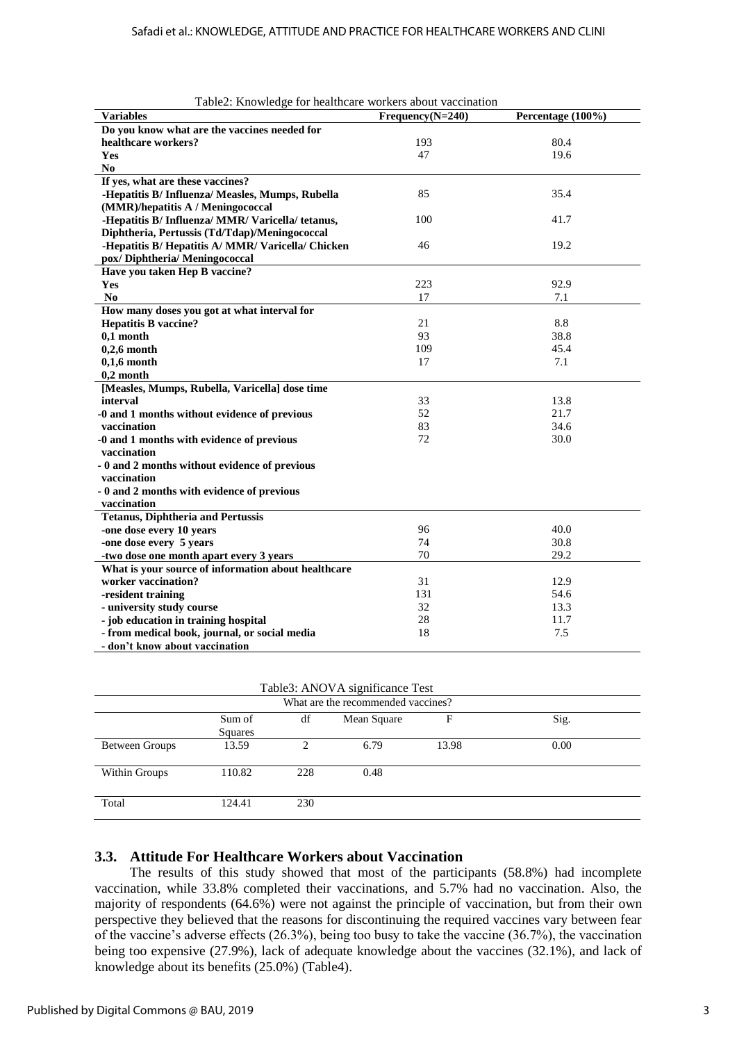Table2: Knowledge for healthcare workers about vaccination

| Variables | Frequency(N=240) | Percentage (100%) |
|---|---|---|
| **Do you know what are the vaccines needed for healthcare workers?** | | |
| **Yes** | 193 | 80.4 |
| **No** | 47 | 19.6 |
| **If yes, what are these vaccines?** | | |
| **-Hepatitis B/ Influenza/ Measles, Mumps, Rubella (MMR)/hepatitis A / Meningococcal** | 85 | 35.4 |
| **-Hepatitis B/ Influenza/ MMR/ Varicella/ tetanus, Diphtheria, Pertussis (Td/Tdap)/Meningococcal** | 100 | 41.7 |
| **-Hepatitis B/ Hepatitis A/ MMR/ Varicella/ Chicken pox/ Diphtheria/ Meningococcal** | 46 | 19.2 |
| **Have you taken Hep B vaccine?** | | |
| **Yes** | 223 | 92.9 |
| **No** | 17 | 7.1 |
| **How many doses you got at what interval for Hepatitis B vaccine?** | | |
| **0,1 month** | 21 | 8.8 |
| **0,2,6 month** | 93 | 38.8 |
| **0,1,6 month** | 109 | 45.4 |
| **0,2 month** | 17 | 7.1 |
| **[Measles, Mumps, Rubella, Varicella] dose time interval** | | |
| **-0 and 1 months without evidence of previous vaccination** | 33 | 13.8 |
| **-0 and 1 months with evidence of previous vaccination** | 52 | 21.7 |
| **- 0 and 2 months without evidence of previous vaccination** | 83 | 34.6 |
| **- 0 and 2 months with evidence of previous vaccination** | 72 | 30.0 |
| **Tetanus, Diphtheria and Pertussis** | | |
| **-one dose every 10 years** | 96 | 40.0 |
| **-one dose every 5 years** | 74 | 30.8 |
| **-two dose one month apart every 3 years** | 70 | 29.2 |
| **What is your source of information about healthcare worker vaccination?** | | |
| **-resident training** | 31 | 12.9 |
| **- university study course** | 131 | 54.6 |
| **- job education in training hospital** | 32 | 13.3 |
| **- from medical book, journal, or social media** | 28 | 11.7 |
| **- don't know about vaccination** | 18 | 7.5 |

Table3: ANOVA significance Test

| What are the recommended vaccines? | | | | | |
|---|---|---|---|---|---|
| | Sum of Squares | df | Mean Square | F | Sig. |
| Between Groups | 13.59 | 2 | 6.79 | 13.98 | 0.00 |
| Within Groups | 110.82 | 228 | 0.48 | | |
| Total | 124.41 | 230 | | | |

### 3.3. Attitude For Healthcare Workers about Vaccination

The results of this study showed that most of the participants (58.8%) had incomplete vaccination, while 33.8% completed their vaccinations, and 5.7% had no vaccination. Also, the majority of respondents (64.6%) were not against the principle of vaccination, but from their own perspective they believed that the reasons for discontinuing the required vaccines vary between fear of the vaccine's adverse effects (26.3%), being too busy to take the vaccine (36.7%), the vaccination being too expensive (27.9%), lack of adequate knowledge about the vaccines (32.1%), and lack of knowledge about its benefits (25.0%) (Table4).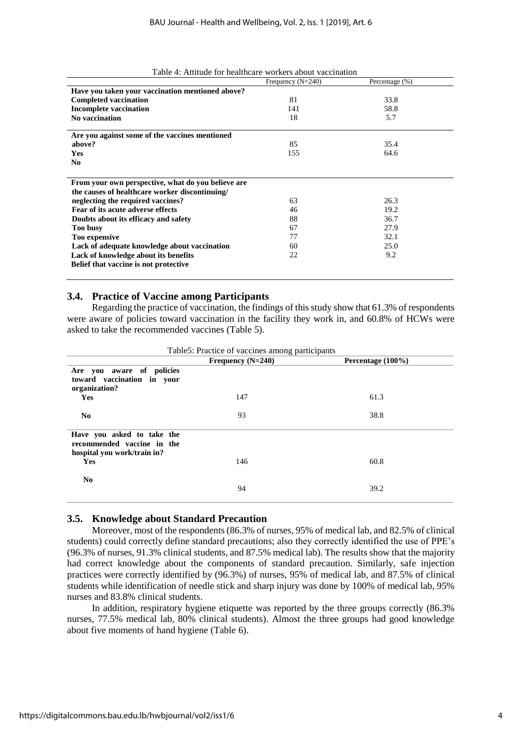Table 4: Attitude for healthcare workers about vaccination

| | Frequency (N=240) | Percentage (%) |
|---|---|---|
| **Have you taken your vaccination mentioned above?** | | |
| **Completed vaccination** | 81 | 33.8 |
| **Incomplete vaccination** | 141 | 58.8 |
| **No vaccination** | 18 | 5.7 |
| **Are you against some of the vaccines mentioned above?** | 85 | 35.4 |
| **Yes** | 155 | 64.6 |
| **No** | | |
| **From your own perspective, what do you believe are the causes of healthcare worker discontinuing/ neglecting the required vaccines?** | 63 | 26.3 |
| **Fear of its acute adverse effects** | 46 | 19.2 |
| **Doubts about its efficacy and safety** | 88 | 36.7 |
| **Too busy** | 67 | 27.9 |
| **Too expensive** | 77 | 32.1 |
| **Lack of adequate knowledge about vaccination** | 60 | 25.0 |
| **Lack of knowledge about its benefits** | 22 | 9.2 |
| **Belief that vaccine is not protective** | | |

### 3.4. Practice of Vaccine among Participants

Regarding the practice of vaccination, the findings of this study show that 61.3% of respondents were aware of policies toward vaccination in the facility they work in, and 60.8% of HCWs were asked to take the recommended vaccines (Table 5).

Table5: Practice of vaccines among participants

| | Frequency (N=240) | Percentage (100%) |
|---|---|---|
| **Are you aware of policies toward vaccination in your organization?** | | |
| **Yes** | 147 | 61.3 |
| **No** | 93 | 38.8 |
| **Have you asked to take the recommended vaccine in the hospital you work/train in?** | | |
| **Yes** | 146 | 60.8 |
| **No** | 94 | 39.2 |

### 3.5. Knowledge about Standard Precaution

Moreover, most of the respondents (86.3% of nurses, 95% of medical lab, and 82.5% of clinical students) could correctly define standard precautions; also they correctly identified the use of PPE's (96.3% of nurses, 91.3% clinical students, and 87.5% medical lab). The results show that the majority had correct knowledge about the components of standard precaution. Similarly, safe injection practices were correctly identified by (96.3%) of nurses, 95% of medical lab, and 87.5% of clinical students while identification of needle stick and sharp injury was done by 100% of medical lab, 95% nurses and 83.8% clinical students.

In addition, respiratory hygiene etiquette was reported by the three groups correctly (86.3% nurses, 77.5% medical lab, 80% clinical students). Almost the three groups had good knowledge about five moments of hand hygiene (Table 6).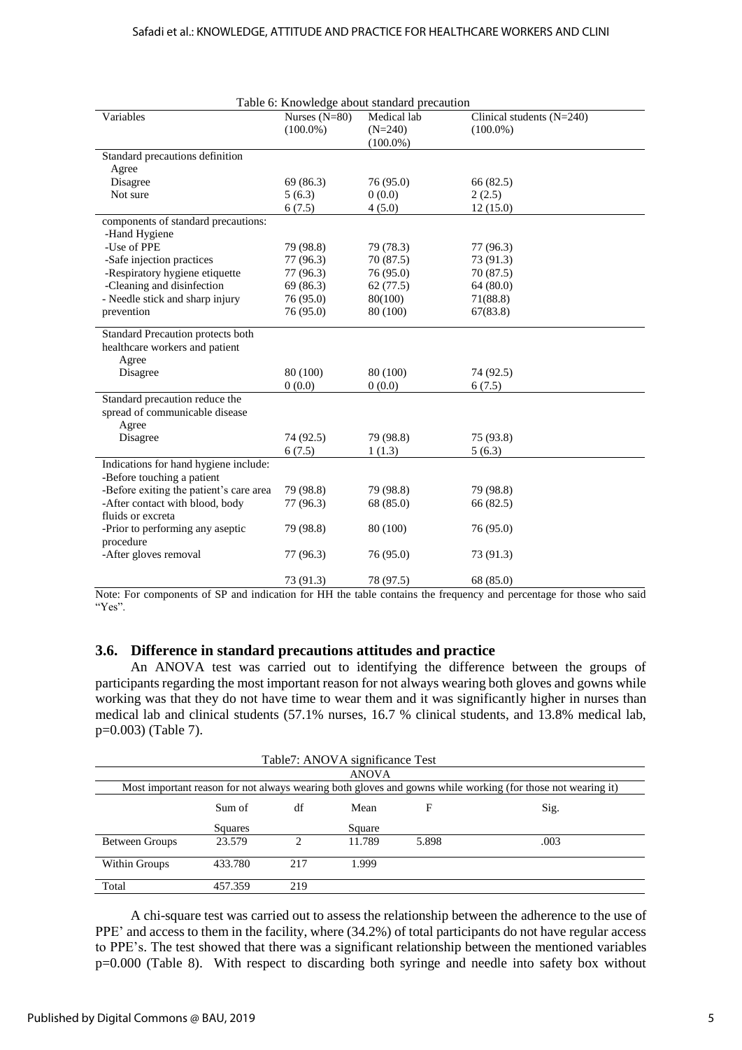Table 6: Knowledge about standard precaution

| Variables | Nurses (N=80) (100.0%) | Medical lab (N=240) (100.0%) | Clinical students (N=240) (100.0%) |
|---|---|---|---|
| Standard precautions definition | | | |
| Agree | | | |
| Disagree | 69 (86.3) | 76 (95.0) | 66 (82.5) |
| Not sure | 5 (6.3) | 0 (0.0) | 2 (2.5) |
| | 6 (7.5) | 4 (5.0) | 12 (15.0) |
| components of standard precautions: | | | |
| -Hand Hygiene | | | |
| -Use of PPE | 79 (98.8) | 79 (78.3) | 77 (96.3) |
| -Safe injection practices | 77 (96.3) | 70 (87.5) | 73 (91.3) |
| -Respiratory hygiene etiquette | 77 (96.3) | 76 (95.0) | 70 (87.5) |
| -Cleaning and disinfection | 69 (86.3) | 62 (77.5) | 64 (80.0) |
| - Needle stick and sharp injury | 76 (95.0) | 80(100) | 71(88.8) |
| prevention | 76 (95.0) | 80 (100) | 67(83.8) |
| Standard Precaution protects both healthcare workers and patient | | | |
| Agree | | | |
| Disagree | 80 (100) | 80 (100) | 74 (92.5) |
| | 0 (0.0) | 0 (0.0) | 6 (7.5) |
| Standard precaution reduce the spread of communicable disease | | | |
| Agree | | | |
| Disagree | 74 (92.5) | 79 (98.8) | 75 (93.8) |
| | 6 (7.5) | 1 (1.3) | 5 (6.3) |
| Indications for hand hygiene include: | | | |
| -Before touching a patient | | | |
| -Before exiting the patient's care area | 79 (98.8) | 79 (98.8) | 79 (98.8) |
| -After contact with blood, body fluids or excreta | 77 (96.3) | 68 (85.0) | 66 (82.5) |
| -Prior to performing any aseptic procedure | 79 (98.8) | 80 (100) | 76 (95.0) |
| -After gloves removal | 77 (96.3) | 76 (95.0) | 73 (91.3) |
| | 73 (91.3) | 78 (97.5) | 68 (85.0) |

Note: For components of SP and indication for HH the table contains the frequency and percentage for those who said "Yes".

### 3.6. Difference in standard precautions attitudes and practice

An ANOVA test was carried out to identifying the difference between the groups of participants regarding the most important reason for not always wearing both gloves and gowns while working was that they do not have time to wear them and it was significantly higher in nurses than medical lab and clinical students (57.1% nurses, 16.7 % clinical students, and 13.8% medical lab, p=0.003) (Table 7).

Table7: ANOVA significance Test

| ANOVA | | | | | |
|---|---|---|---|---|---|
| Most important reason for not always wearing both gloves and gowns while working (for those not wearing it) | | | | | |
| | Sum of Squares | df | Mean Square | F | Sig. |
| Between Groups | 23.579 | 2 | 11.789 | 5.898 | .003 |
| Within Groups | 433.780 | 217 | 1.999 | | |
| Total | 457.359 | 219 | | | |

A chi-square test was carried out to assess the relationship between the adherence to the use of PPE' and access to them in the facility, where (34.2%) of total participants do not have regular access to PPE's. The test showed that there was a significant relationship between the mentioned variables p=0.000 (Table 8). With respect to discarding both syringe and needle into safety box without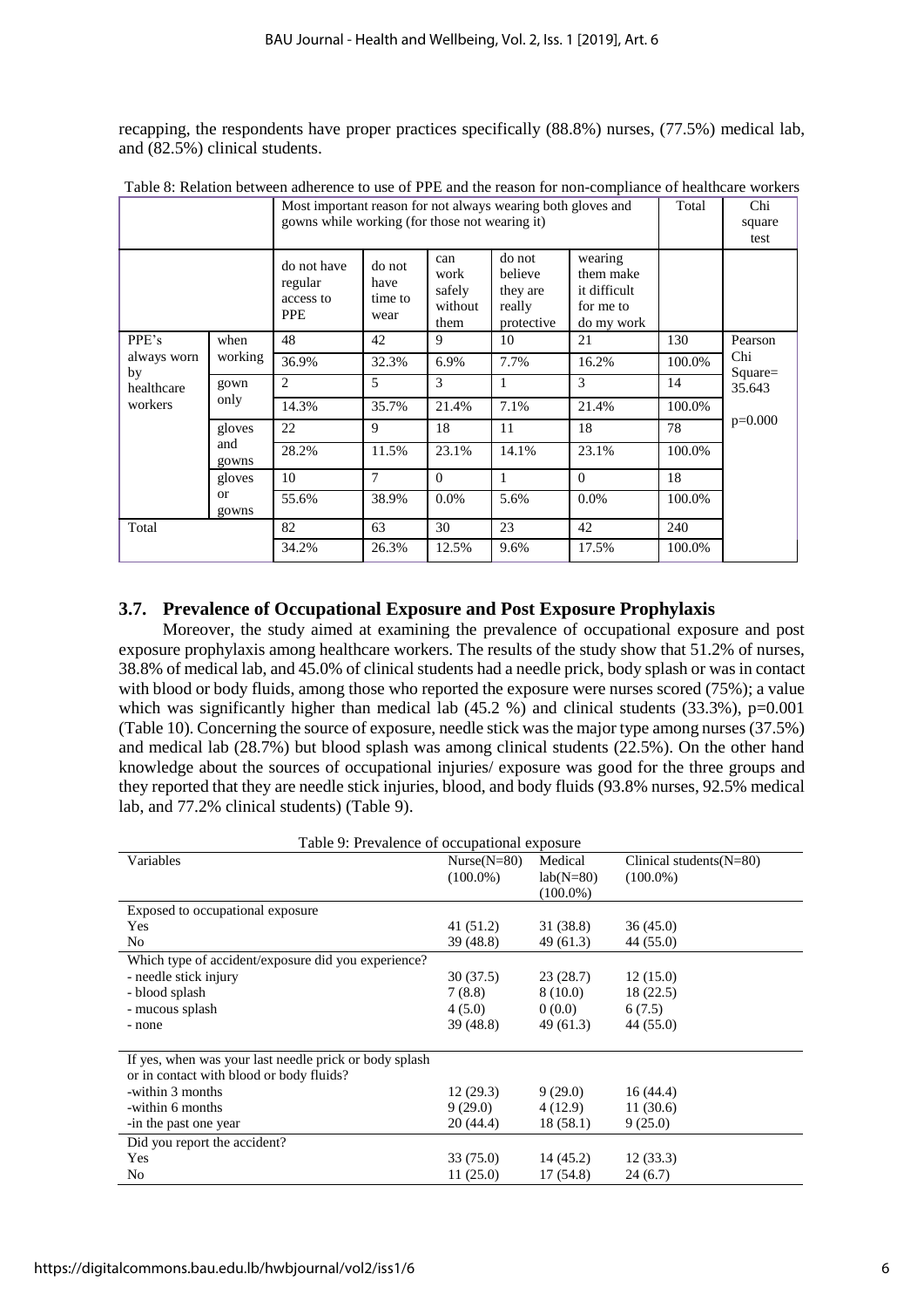recapping, the respondents have proper practices specifically (88.8%) nurses, (77.5%) medical lab, and (82.5%) clinical students.

Table 8: Relation between adherence to use of PPE and the reason for non-compliance of healthcare workers

| | | Most important reason for not always wearing both gloves and gowns while working (for those not wearing it) | | | | | Total | Chi square test |
|---|---|---|---|---|---|---|---|---|
| | | do not have regular access to PPE | do not have time to wear | can work safely without them | do not believe they are really protective | wearing them make it difficult for me to do my work | | |
| PPE's always worn by healthcare workers | when working | 48 | 42 | 9 | 10 | 21 | 130 | Pearson Chi Square= 35.643 |
| | | 36.9% | 32.3% | 6.9% | 7.7% | 16.2% | 100.0% | |
| | gown only | 2 | 5 | 3 | 1 | 3 | 14 | |
| | | 14.3% | 35.7% | 21.4% | 7.1% | 21.4% | 100.0% | p=0.000 |
| | gloves and gowns | 22 | 9 | 18 | 11 | 18 | 78 | |
| | | 28.2% | 11.5% | 23.1% | 14.1% | 23.1% | 100.0% | |
| | gloves or gowns | 10 | 7 | 0 | 1 | 0 | 18 | |
| | | 55.6% | 38.9% | 0.0% | 5.6% | 0.0% | 100.0% | |
| Total | | 82 | 63 | 30 | 23 | 42 | 240 | |
| | | 34.2% | 26.3% | 12.5% | 9.6% | 17.5% | 100.0% | |

### 3.7. Prevalence of Occupational Exposure and Post Exposure Prophylaxis

Moreover, the study aimed at examining the prevalence of occupational exposure and post exposure prophylaxis among healthcare workers. The results of the study show that 51.2% of nurses, 38.8% of medical lab, and 45.0% of clinical students had a needle prick, body splash or was in contact with blood or body fluids, among those who reported the exposure were nurses scored (75%); a value which was significantly higher than medical lab (45.2 %) and clinical students (33.3%), p=0.001 (Table 10). Concerning the source of exposure, needle stick was the major type among nurses (37.5%) and medical lab (28.7%) but blood splash was among clinical students (22.5%). On the other hand knowledge about the sources of occupational injuries/ exposure was good for the three groups and they reported that they are needle stick injuries, blood, and body fluids (93.8% nurses, 92.5% medical lab, and 77.2% clinical students) (Table 9).

Table 9: Prevalence of occupational exposure

| Variables | Nurse(N=80) (100.0%) | Medical lab(N=80) (100.0%) | Clinical students(N=80) (100.0%) |
|---|---|---|---|
| Exposed to occupational exposure | | | |
| Yes | 41 (51.2) | 31 (38.8) | 36 (45.0) |
| No | 39 (48.8) | 49 (61.3) | 44 (55.0) |
| Which type of accident/exposure did you experience? | | | |
| - needle stick injury | 30 (37.5) | 23 (28.7) | 12 (15.0) |
| - blood splash | 7 (8.8) | 8 (10.0) | 18 (22.5) |
| - mucous splash | 4 (5.0) | 0 (0.0) | 6 (7.5) |
| - none | 39 (48.8) | 49 (61.3) | 44 (55.0) |
| If yes, when was your last needle prick or body splash or in contact with blood or body fluids? | | | |
| -within 3 months | 12 (29.3) | 9 (29.0) | 16 (44.4) |
| -within 6 months | 9 (29.0) | 4 (12.9) | 11 (30.6) |
| -in the past one year | 20 (44.4) | 18 (58.1) | 9 (25.0) |
| Did you report the accident? | | | |
| Yes | 33 (75.0) | 14 (45.2) | 12 (33.3) |
| No | 11 (25.0) | 17 (54.8) | 24 (6.7) |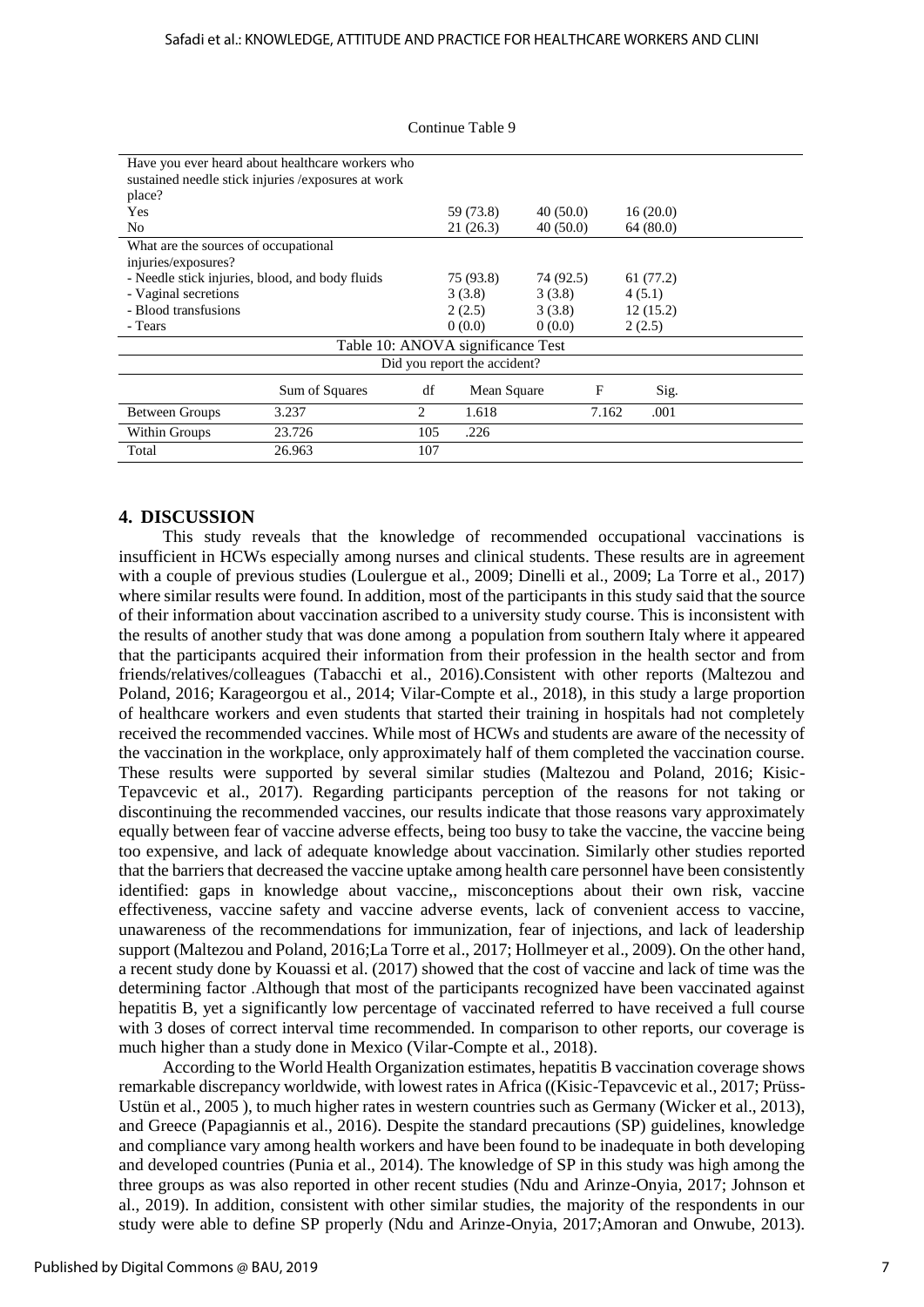Continue Table 9

| | | | |
|---|---|---|---|
| Have you ever heard about healthcare workers who sustained needle stick injuries /exposures at work place? | | | |
| Yes | 59 (73.8) | 40 (50.0) | 16 (20.0) |
| No | 21 (26.3) | 40 (50.0) | 64 (80.0) |
| What are the sources of occupational injuries/exposures? | | | |
| - Needle stick injuries, blood, and body fluids | 75 (93.8) | 74 (92.5) | 61 (77.2) |
| - Vaginal secretions | 3 (3.8) | 3 (3.8) | 4 (5.1) |
| - Blood transfusions | 2 (2.5) | 3 (3.8) | 12 (15.2) |
| - Tears | 0 (0.0) | 0 (0.0) | 2 (2.5) |

Table 10: ANOVA significance Test

Did you report the accident?

| | Sum of Squares | df | Mean Square | F | Sig. |
|---|---|---|---|---|---|
| Between Groups | 3.237 | 2 | 1.618 | 7.162 | .001 |
| Within Groups | 23.726 | 105 | .226 | | |
| Total | 26.963 | 107 | | | |

## 4. DISCUSSION

This study reveals that the knowledge of recommended occupational vaccinations is insufficient in HCWs especially among nurses and clinical students. These results are in agreement with a couple of previous studies (Loulergue et al., 2009; Dinelli et al., 2009; La Torre et al., 2017) where similar results were found. In addition, most of the participants in this study said that the source of their information about vaccination ascribed to a university study course. This is inconsistent with the results of another study that was done among a population from southern Italy where it appeared that the participants acquired their information from their profession in the health sector and from friends/relatives/colleagues (Tabacchi et al., 2016).Consistent with other reports (Maltezou and Poland, 2016; Karageorgou et al., 2014; Vilar-Compte et al., 2018), in this study a large proportion of healthcare workers and even students that started their training in hospitals had not completely received the recommended vaccines. While most of HCWs and students are aware of the necessity of the vaccination in the workplace, only approximately half of them completed the vaccination course. These results were supported by several similar studies (Maltezou and Poland, 2016; Kisic-Tepavcevic et al., 2017). Regarding participants perception of the reasons for not taking or discontinuing the recommended vaccines, our results indicate that those reasons vary approximately equally between fear of vaccine adverse effects, being too busy to take the vaccine, the vaccine being too expensive, and lack of adequate knowledge about vaccination. Similarly other studies reported that the barriers that decreased the vaccine uptake among health care personnel have been consistently identified: gaps in knowledge about vaccine,, misconceptions about their own risk, vaccine effectiveness, vaccine safety and vaccine adverse events, lack of convenient access to vaccine, unawareness of the recommendations for immunization, fear of injections, and lack of leadership support (Maltezou and Poland, 2016;La Torre et al., 2017; Hollmeyer et al., 2009). On the other hand, a recent study done by Kouassi et al. (2017) showed that the cost of vaccine and lack of time was the determining factor .Although that most of the participants recognized have been vaccinated against hepatitis B, yet a significantly low percentage of vaccinated referred to have received a full course with 3 doses of correct interval time recommended. In comparison to other reports, our coverage is much higher than a study done in Mexico (Vilar-Compte et al., 2018).

According to the World Health Organization estimates, hepatitis B vaccination coverage shows remarkable discrepancy worldwide, with lowest rates in Africa ((Kisic-Tepavcevic et al., 2017; Prüss-Ustün et al., 2005 ), to much higher rates in western countries such as Germany (Wicker et al., 2013), and Greece (Papagiannis et al., 2016). Despite the standard precautions (SP) guidelines, knowledge and compliance vary among health workers and have been found to be inadequate in both developing and developed countries (Punia et al., 2014). The knowledge of SP in this study was high among the three groups as was also reported in other recent studies (Ndu and Arinze-Onyia, 2017; Johnson et al., 2019). In addition, consistent with other similar studies, the majority of the respondents in our study were able to define SP properly (Ndu and Arinze-Onyia, 2017;Amoran and Onwube, 2013).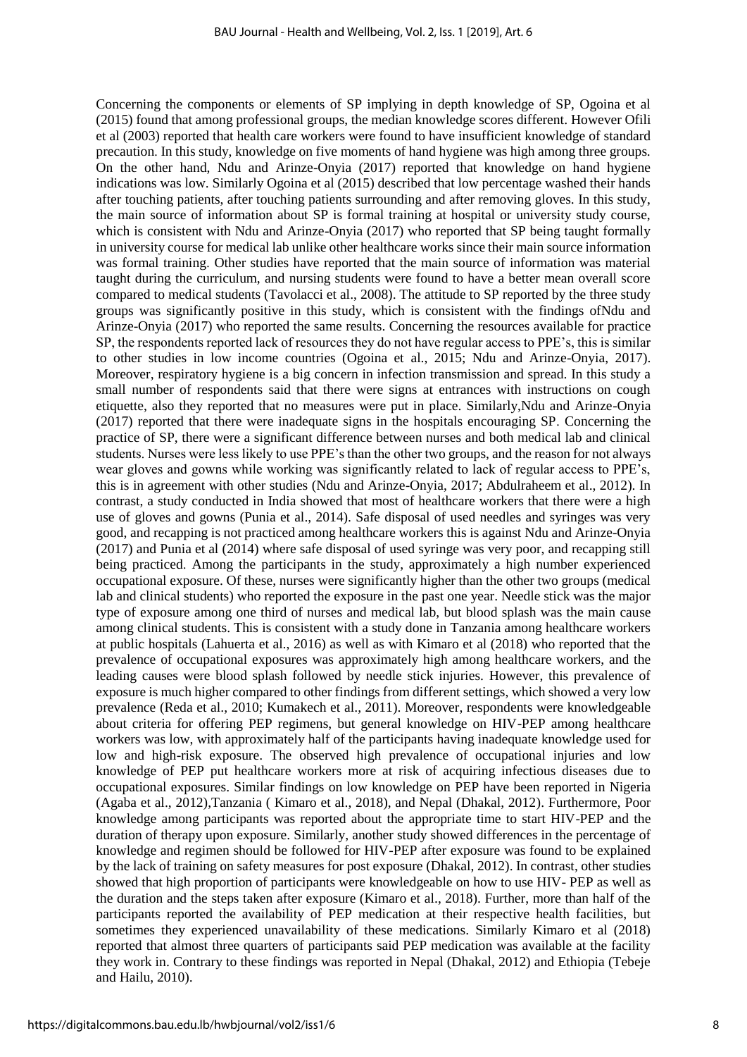Concerning the components or elements of SP implying in depth knowledge of SP, Ogoina et al (2015) found that among professional groups, the median knowledge scores different. However Ofili et al (2003) reported that health care workers were found to have insufficient knowledge of standard precaution. In this study, knowledge on five moments of hand hygiene was high among three groups. On the other hand, Ndu and Arinze-Onyia (2017) reported that knowledge on hand hygiene indications was low. Similarly Ogoina et al (2015) described that low percentage washed their hands after touching patients, after touching patients surrounding and after removing gloves. In this study, the main source of information about SP is formal training at hospital or university study course, which is consistent with Ndu and Arinze-Onyia (2017) who reported that SP being taught formally in university course for medical lab unlike other healthcare works since their main source information was formal training. Other studies have reported that the main source of information was material taught during the curriculum, and nursing students were found to have a better mean overall score compared to medical students (Tavolacci et al., 2008). The attitude to SP reported by the three study groups was significantly positive in this study, which is consistent with the findings ofNdu and Arinze-Onyia (2017) who reported the same results. Concerning the resources available for practice SP, the respondents reported lack of resources they do not have regular access to PPE's, this is similar to other studies in low income countries (Ogoina et al., 2015; Ndu and Arinze-Onyia, 2017). Moreover, respiratory hygiene is a big concern in infection transmission and spread. In this study a small number of respondents said that there were signs at entrances with instructions on cough etiquette, also they reported that no measures were put in place. Similarly,Ndu and Arinze-Onyia (2017) reported that there were inadequate signs in the hospitals encouraging SP. Concerning the practice of SP, there were a significant difference between nurses and both medical lab and clinical students. Nurses were less likely to use PPE's than the other two groups, and the reason for not always wear gloves and gowns while working was significantly related to lack of regular access to PPE's, this is in agreement with other studies (Ndu and Arinze-Onyia, 2017; Abdulraheem et al., 2012). In contrast, a study conducted in India showed that most of healthcare workers that there were a high use of gloves and gowns (Punia et al., 2014). Safe disposal of used needles and syringes was very good, and recapping is not practiced among healthcare workers this is against Ndu and Arinze-Onyia (2017) and Punia et al (2014) where safe disposal of used syringe was very poor, and recapping still being practiced. Among the participants in the study, approximately a high number experienced occupational exposure. Of these, nurses were significantly higher than the other two groups (medical lab and clinical students) who reported the exposure in the past one year. Needle stick was the major type of exposure among one third of nurses and medical lab, but blood splash was the main cause among clinical students. This is consistent with a study done in Tanzania among healthcare workers at public hospitals (Lahuerta et al., 2016) as well as with Kimaro et al (2018) who reported that the prevalence of occupational exposures was approximately high among healthcare workers, and the leading causes were blood splash followed by needle stick injuries. However, this prevalence of exposure is much higher compared to other findings from different settings, which showed a very low prevalence (Reda et al., 2010; Kumakech et al., 2011). Moreover, respondents were knowledgeable about criteria for offering PEP regimens, but general knowledge on HIV-PEP among healthcare workers was low, with approximately half of the participants having inadequate knowledge used for low and high-risk exposure. The observed high prevalence of occupational injuries and low knowledge of PEP put healthcare workers more at risk of acquiring infectious diseases due to occupational exposures. Similar findings on low knowledge on PEP have been reported in Nigeria (Agaba et al., 2012),Tanzania ( Kimaro et al., 2018), and Nepal (Dhakal, 2012). Furthermore, Poor knowledge among participants was reported about the appropriate time to start HIV-PEP and the duration of therapy upon exposure. Similarly, another study showed differences in the percentage of knowledge and regimen should be followed for HIV-PEP after exposure was found to be explained by the lack of training on safety measures for post exposure (Dhakal, 2012). In contrast, other studies showed that high proportion of participants were knowledgeable on how to use HIV- PEP as well as the duration and the steps taken after exposure (Kimaro et al., 2018). Further, more than half of the participants reported the availability of PEP medication at their respective health facilities, but sometimes they experienced unavailability of these medications. Similarly Kimaro et al (2018) reported that almost three quarters of participants said PEP medication was available at the facility they work in. Contrary to these findings was reported in Nepal (Dhakal, 2012) and Ethiopia (Tebeje and Hailu, 2010).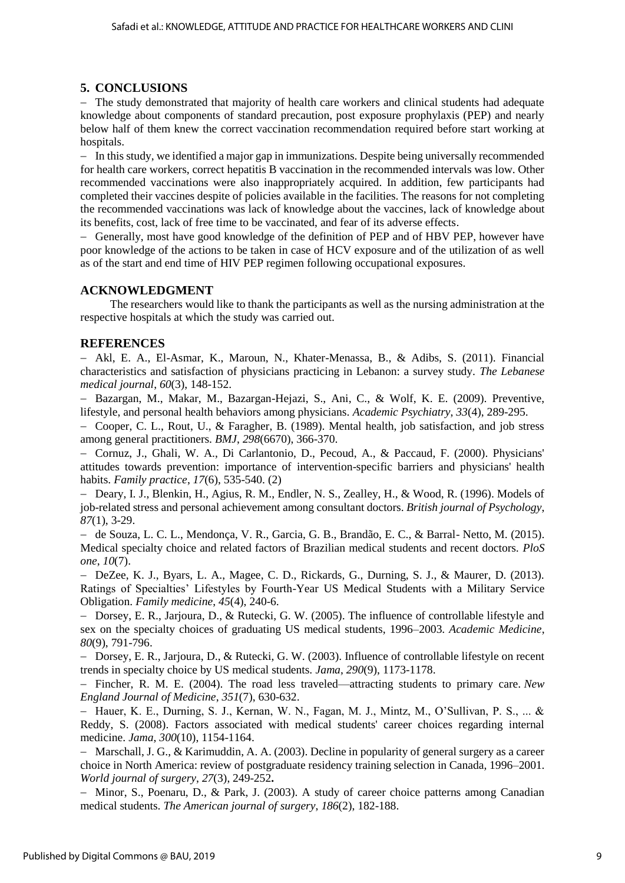## 5. CONCLUSIONS

- The study demonstrated that majority of health care workers and clinical students had adequate knowledge about components of standard precaution, post exposure prophylaxis (PEP) and nearly below half of them knew the correct vaccination recommendation required before start working at hospitals.
- In this study, we identified a major gap in immunizations. Despite being universally recommended for health care workers, correct hepatitis B vaccination in the recommended intervals was low. Other recommended vaccinations were also inappropriately acquired. In addition, few participants had completed their vaccines despite of policies available in the facilities. The reasons for not completing the recommended vaccinations was lack of knowledge about the vaccines, lack of knowledge about its benefits, cost, lack of free time to be vaccinated, and fear of its adverse effects.
- Generally, most have good knowledge of the definition of PEP and of HBV PEP, however have poor knowledge of the actions to be taken in case of HCV exposure and of the utilization of as well as of the start and end time of HIV PEP regimen following occupational exposures.

## ACKNOWLEDGMENT

The researchers would like to thank the participants as well as the nursing administration at the respective hospitals at which the study was carried out.

## REFERENCES

- Akl, E. A., El-Asmar, K., Maroun, N., Khater-Menassa, B., & Adibs, S. (2011). Financial characteristics and satisfaction of physicians practicing in Lebanon: a survey study. *The Lebanese medical journal*, *60*(3), 148-152.
- Bazargan, M., Makar, M., Bazargan-Hejazi, S., Ani, C., & Wolf, K. E. (2009). Preventive, lifestyle, and personal health behaviors among physicians. *Academic Psychiatry*, *33*(4), 289-295.
- Cooper, C. L., Rout, U., & Faragher, B. (1989). Mental health, job satisfaction, and job stress among general practitioners. *BMJ*, *298*(6670), 366-370.
- Cornuz, J., Ghali, W. A., Di Carlantonio, D., Pecoud, A., & Paccaud, F. (2000). Physicians' attitudes towards prevention: importance of intervention-specific barriers and physicians' health habits. *Family practice*, *17*(6), 535-540. (2)
- Deary, I. J., Blenkin, H., Agius, R. M., Endler, N. S., Zealley, H., & Wood, R. (1996). Models of job-related stress and personal achievement among consultant doctors. *British journal of Psychology*, *87*(1), 3-29.
- de Souza, L. C. L., Mendonça, V. R., Garcia, G. B., Brandão, E. C., & Barral- Netto, M. (2015). Medical specialty choice and related factors of Brazilian medical students and recent doctors. *PloS one*, *10*(7).
- DeZee, K. J., Byars, L. A., Magee, C. D., Rickards, G., Durning, S. J., & Maurer, D. (2013). Ratings of Specialties' Lifestyles by Fourth-Year US Medical Students with a Military Service Obligation. *Family medicine*, *45*(4), 240-6.
- Dorsey, E. R., Jarjoura, D., & Rutecki, G. W. (2005). The influence of controllable lifestyle and sex on the specialty choices of graduating US medical students, 1996–2003. *Academic Medicine*, *80*(9), 791-796.
- Dorsey, E. R., Jarjoura, D., & Rutecki, G. W. (2003). Influence of controllable lifestyle on recent trends in specialty choice by US medical students. *Jama*, *290*(9), 1173-1178.
- Fincher, R. M. E. (2004). The road less traveled—attracting students to primary care. *New England Journal of Medicine*, *351*(7), 630-632.
- Hauer, K. E., Durning, S. J., Kernan, W. N., Fagan, M. J., Mintz, M., O'Sullivan, P. S., ... & Reddy, S. (2008). Factors associated with medical students' career choices regarding internal medicine. *Jama*, *300*(10), 1154-1164.
- Marschall, J. G., & Karimuddin, A. A. (2003). Decline in popularity of general surgery as a career choice in North America: review of postgraduate residency training selection in Canada, 1996–2001. *World journal of surgery*, *27*(3), 249-252.
- Minor, S., Poenaru, D., & Park, J. (2003). A study of career choice patterns among Canadian medical students. *The American journal of surgery*, *186*(2), 182-188.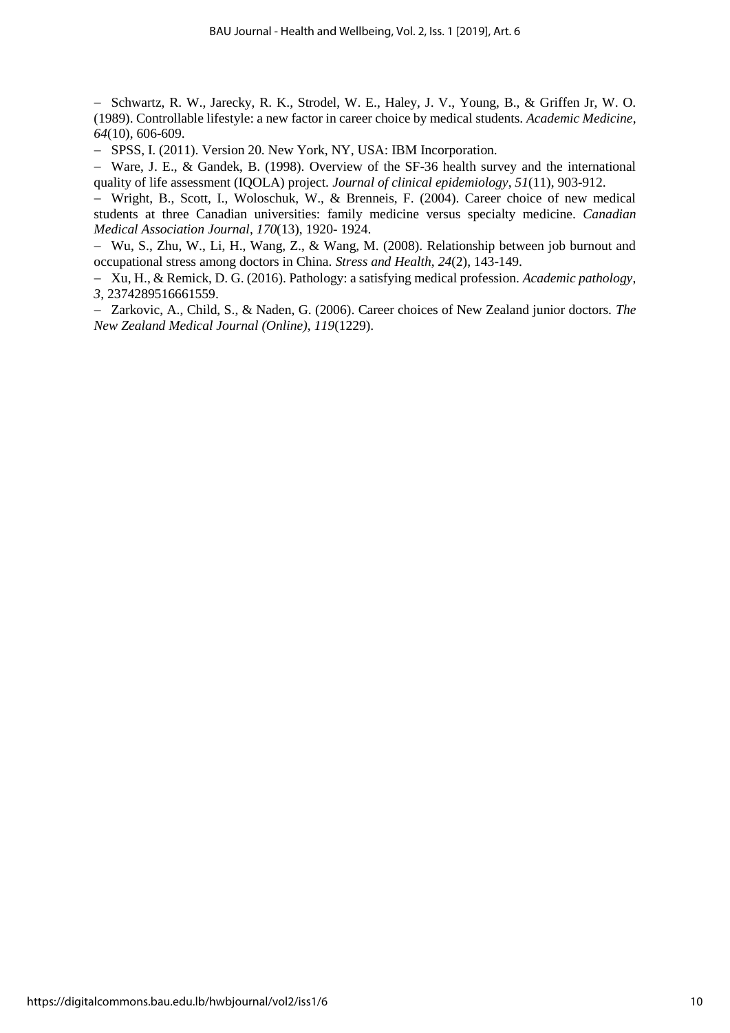– Schwartz, R. W., Jarecky, R. K., Strodel, W. E., Haley, J. V., Young, B., & Griffen Jr, W. O. (1989). Controllable lifestyle: a new factor in career choice by medical students. *Academic Medicine*, *64*(10), 606-609.

– SPSS, I. (2011). Version 20. New York, NY, USA: IBM Incorporation.

– Ware, J. E., & Gandek, B. (1998). Overview of the SF-36 health survey and the international quality of life assessment (IQOLA) project. *Journal of clinical epidemiology*, *51*(11), 903-912.

– Wright, B., Scott, I., Woloschuk, W., & Brenneis, F. (2004). Career choice of new medical students at three Canadian universities: family medicine versus specialty medicine. *Canadian Medical Association Journal*, *170*(13), 1920- 1924.

– Wu, S., Zhu, W., Li, H., Wang, Z., & Wang, M. (2008). Relationship between job burnout and occupational stress among doctors in China. *Stress and Health*, *24*(2), 143-149.

– Xu, H., & Remick, D. G. (2016). Pathology: a satisfying medical profession. *Academic pathology*, *3*, 2374289516661559.

– Zarkovic, A., Child, S., & Naden, G. (2006). Career choices of New Zealand junior doctors. *The New Zealand Medical Journal (Online)*, *119*(1229).